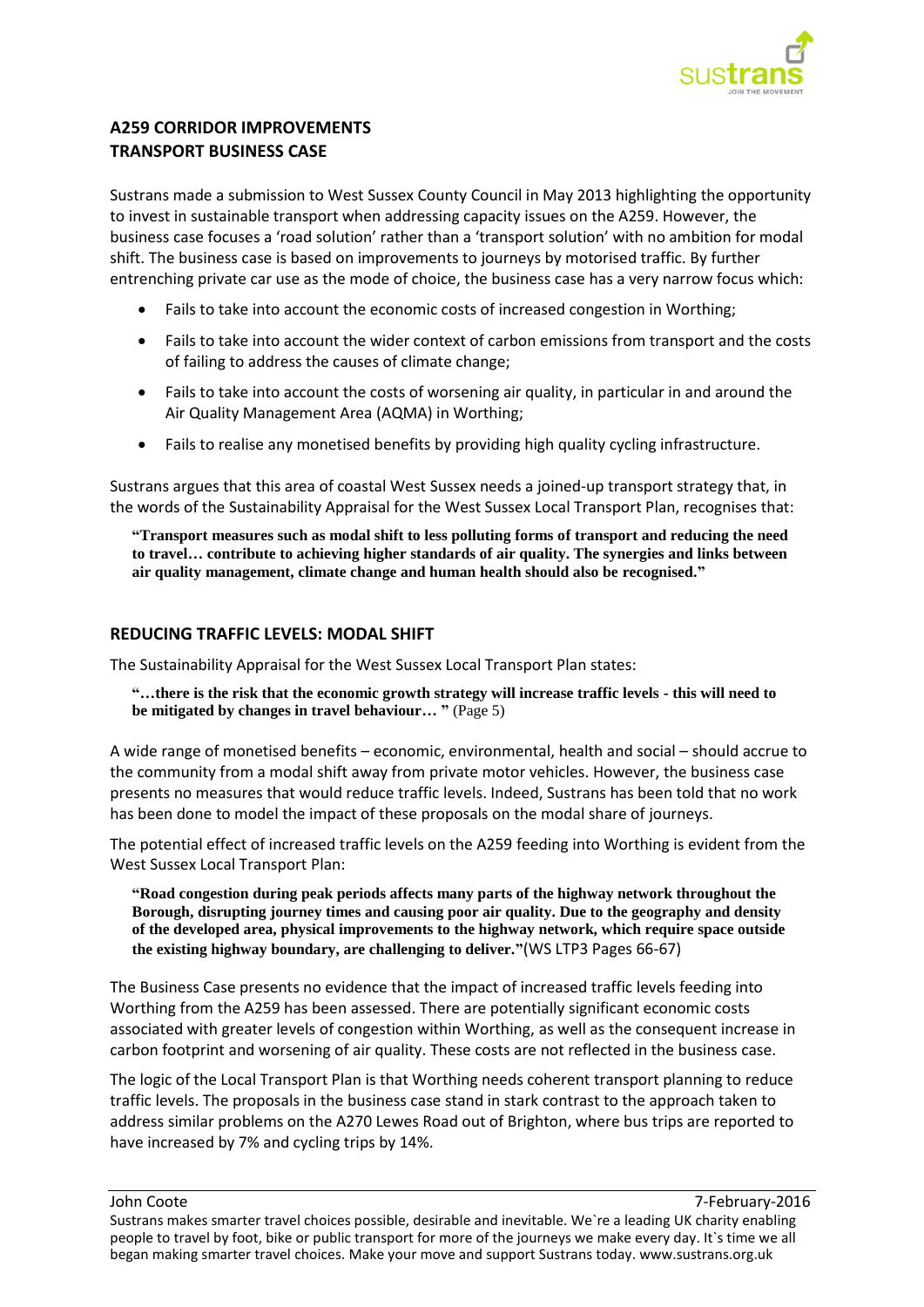## A259 CORRIDOR IMPROVEMENTS TRANSPORT BUSINESS CASE

Sustrans made a submission to West Sussex County Council in May 2013 highlighting the opportunity to invest in sustainable transport when addressing capacity issues on the A259. However, the business case focuses a 'road solution' rather than a 'transport solution' with no ambition for modal shift. The business case is based on improvements to journeys by motorised traffic. By further entrenching private car use as the mode of choice, the business case has a very narrow focus which:

- Fails to take into account the economic costs of increased congestion in Worthing;
- Fails to take into account the wider context of carbon emissions from transport and the costs of failing to address the causes of climate change;
- Fails to take into account the costs of worsening air quality, in particular in and around the Air Quality Management Area (AQMA) in Worthing;
- Fails to realise any monetised benefits by providing high quality cycling infrastructure.

Sustrans argues that this area of coastal West Sussex needs a joined-up transport strategy that, in the words of the Sustainability Appraisal for the West Sussex Local Transport Plan, recognises that:

> **"Transport measures such as modal shift to less polluting forms of transport and reducing the need to travel… contribute to achieving higher standards of air quality. The synergies and links between air quality management, climate change and human health should also be recognised."**

## REDUCING TRAFFIC LEVELS: MODAL SHIFT

The Sustainability Appraisal for the West Sussex Local Transport Plan states:

> **"…there is the risk that the economic growth strategy will increase traffic levels - this will need to be mitigated by changes in travel behaviour… "** (Page 5)

A wide range of monetised benefits – economic, environmental, health and social – should accrue to the community from a modal shift away from private motor vehicles. However, the business case presents no measures that would reduce traffic levels. Indeed, Sustrans has been told that no work has been done to model the impact of these proposals on the modal share of journeys.

The potential effect of increased traffic levels on the A259 feeding into Worthing is evident from the West Sussex Local Transport Plan:

> **"Road congestion during peak periods affects many parts of the highway network throughout the Borough, disrupting journey times and causing poor air quality. Due to the geography and density of the developed area, physical improvements to the highway network, which require space outside the existing highway boundary, are challenging to deliver."**(WS LTP3 Pages 66-67)

The Business Case presents no evidence that the impact of increased traffic levels feeding into Worthing from the A259 has been assessed. There are potentially significant economic costs associated with greater levels of congestion within Worthing, as well as the consequent increase in carbon footprint and worsening of air quality. These costs are not reflected in the business case.

The logic of the Local Transport Plan is that Worthing needs coherent transport planning to reduce traffic levels. The proposals in the business case stand in stark contrast to the approach taken to address similar problems on the A270 Lewes Road out of Brighton, where bus trips are reported to have increased by 7% and cycling trips by 14%.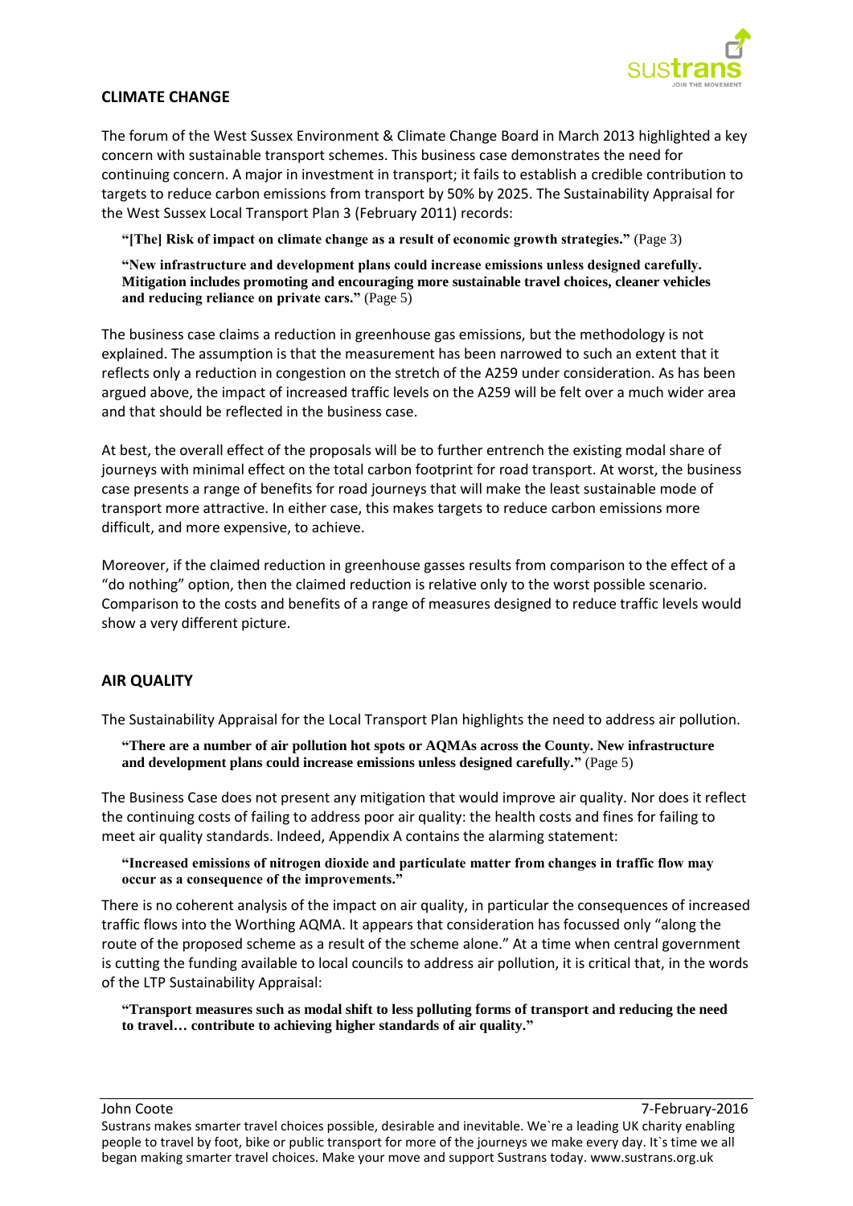## CLIMATE CHANGE

The forum of the West Sussex Environment & Climate Change Board in March 2013 highlighted a key concern with sustainable transport schemes. This business case demonstrates the need for continuing concern. A major in investment in transport; it fails to establish a credible contribution to targets to reduce carbon emissions from transport by 50% by 2025. The Sustainability Appraisal for the West Sussex Local Transport Plan 3 (February 2011) records:

> **"[The] Risk of impact on climate change as a result of economic growth strategies."** (Page 3)
>
> **"New infrastructure and development plans could increase emissions unless designed carefully. Mitigation includes promoting and encouraging more sustainable travel choices, cleaner vehicles and reducing reliance on private cars."** (Page 5)

The business case claims a reduction in greenhouse gas emissions, but the methodology is not explained. The assumption is that the measurement has been narrowed to such an extent that it reflects only a reduction in congestion on the stretch of the A259 under consideration. As has been argued above, the impact of increased traffic levels on the A259 will be felt over a much wider area and that should be reflected in the business case.

At best, the overall effect of the proposals will be to further entrench the existing modal share of journeys with minimal effect on the total carbon footprint for road transport. At worst, the business case presents a range of benefits for road journeys that will make the least sustainable mode of transport more attractive. In either case, this makes targets to reduce carbon emissions more difficult, and more expensive, to achieve.

Moreover, if the claimed reduction in greenhouse gasses results from comparison to the effect of a "do nothing" option, then the claimed reduction is relative only to the worst possible scenario. Comparison to the costs and benefits of a range of measures designed to reduce traffic levels would show a very different picture.

## AIR QUALITY

The Sustainability Appraisal for the Local Transport Plan highlights the need to address air pollution.

> **"There are a number of air pollution hot spots or AQMAs across the County. New infrastructure and development plans could increase emissions unless designed carefully."** (Page 5)

The Business Case does not present any mitigation that would improve air quality. Nor does it reflect the continuing costs of failing to address poor air quality: the health costs and fines for failing to meet air quality standards. Indeed, Appendix A contains the alarming statement:

> **"Increased emissions of nitrogen dioxide and particulate matter from changes in traffic flow may occur as a consequence of the improvements."**

There is no coherent analysis of the impact on air quality, in particular the consequences of increased traffic flows into the Worthing AQMA. It appears that consideration has focussed only "along the route of the proposed scheme as a result of the scheme alone." At a time when central government is cutting the funding available to local councils to address air pollution, it is critical that, in the words of the LTP Sustainability Appraisal:

> **"Transport measures such as modal shift to less polluting forms of transport and reducing the need to travel… contribute to achieving higher standards of air quality."**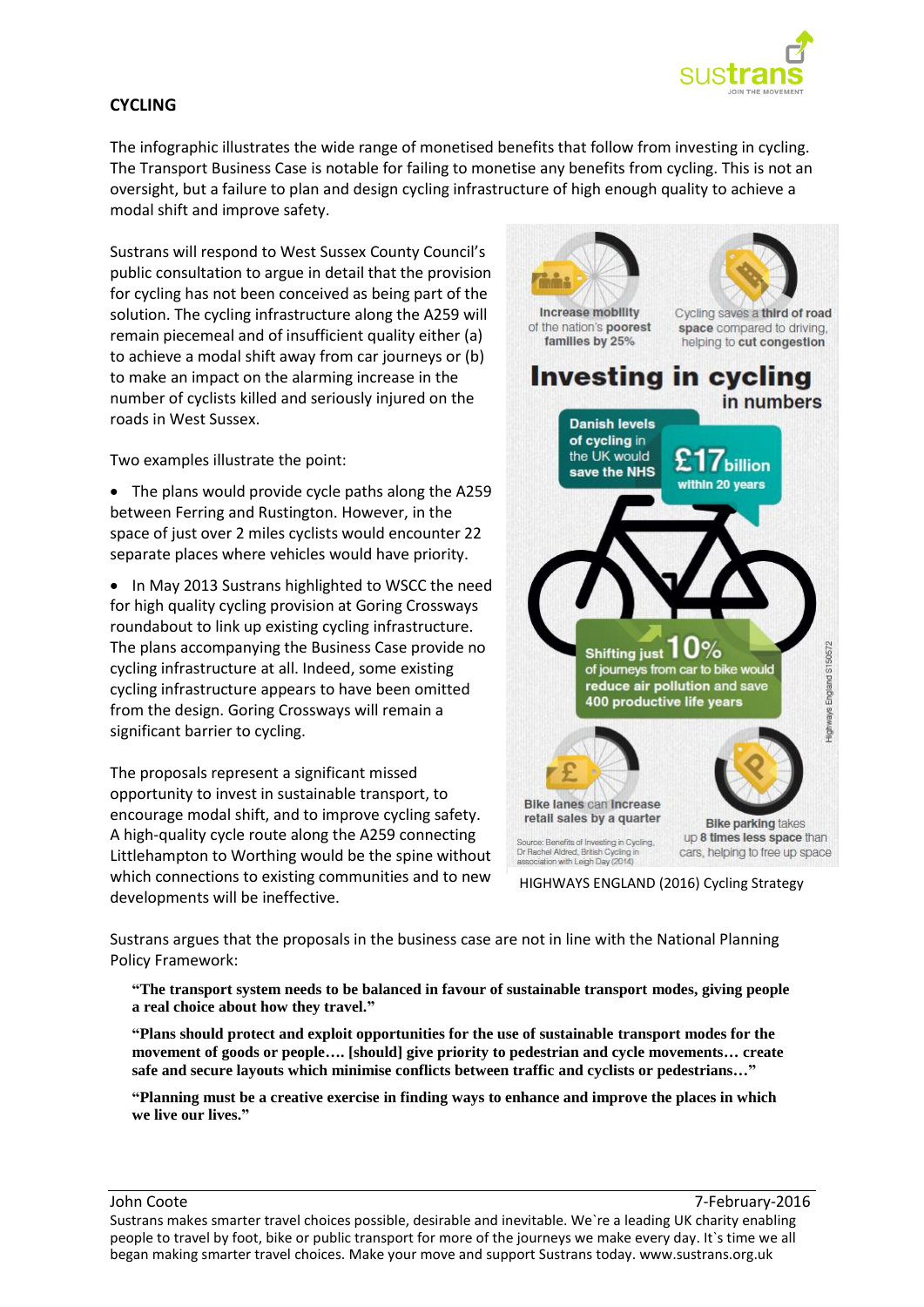## CYCLING

The infographic illustrates the wide range of monetised benefits that follow from investing in cycling. The Transport Business Case is notable for failing to monetise any benefits from cycling. This is not an oversight, but a failure to plan and design cycling infrastructure of high enough quality to achieve a modal shift and improve safety.

Sustrans will respond to West Sussex County Council's public consultation to argue in detail that the provision for cycling has not been conceived as being part of the solution. The cycling infrastructure along the A259 will remain piecemeal and of insufficient quality either (a) to achieve a modal shift away from car journeys or (b) to make an impact on the alarming increase in the number of cyclists killed and seriously injured on the roads in West Sussex.

Two examples illustrate the point:

- The plans would provide cycle paths along the A259 between Ferring and Rustington. However, in the space of just over 2 miles cyclists would encounter 22 separate places where vehicles would have priority.
- In May 2013 Sustrans highlighted to WSCC the need for high quality cycling provision at Goring Crossways roundabout to link up existing cycling infrastructure. The plans accompanying the Business Case provide no cycling infrastructure at all. Indeed, some existing cycling infrastructure appears to have been omitted from the design. Goring Crossways will remain a significant barrier to cycling.

The proposals represent a significant missed opportunity to invest in sustainable transport, to encourage modal shift, and to improve cycling safety. A high-quality cycle route along the A259 connecting Littlehampton to Worthing would be the spine without which connections to existing communities and to new developments will be ineffective.

Increase mobility of the nation's poorest families by 25%

Cycling saves a third of road space compared to driving, helping to cut congestion

Investing in cycling in numbers

Danish levels of cycling in the UK would save the NHS

£17 billion within 20 years

Shifting just 10% of journeys from car to bike would reduce air pollution and save 400 productive life years

Bike lanes can increase retail sales by a quarter

Bike parking takes up 8 times less space than cars, helping to free up space

Source: Benefits of Investing in Cycling, Dr Rachel Aldred, British Cycling in association with Leigh Day (2014)

Highways England S150672

HIGHWAYS ENGLAND (2016) Cycling Strategy

Sustrans argues that the proposals in the business case are not in line with the National Planning Policy Framework:

> **"The transport system needs to be balanced in favour of sustainable transport modes, giving people a real choice about how they travel."**
>
> **"Plans should protect and exploit opportunities for the use of sustainable transport modes for the movement of goods or people…. [should] give priority to pedestrian and cycle movements… create safe and secure layouts which minimise conflicts between traffic and cyclists or pedestrians…"**
>
> **"Planning must be a creative exercise in finding ways to enhance and improve the places in which we live our lives."**